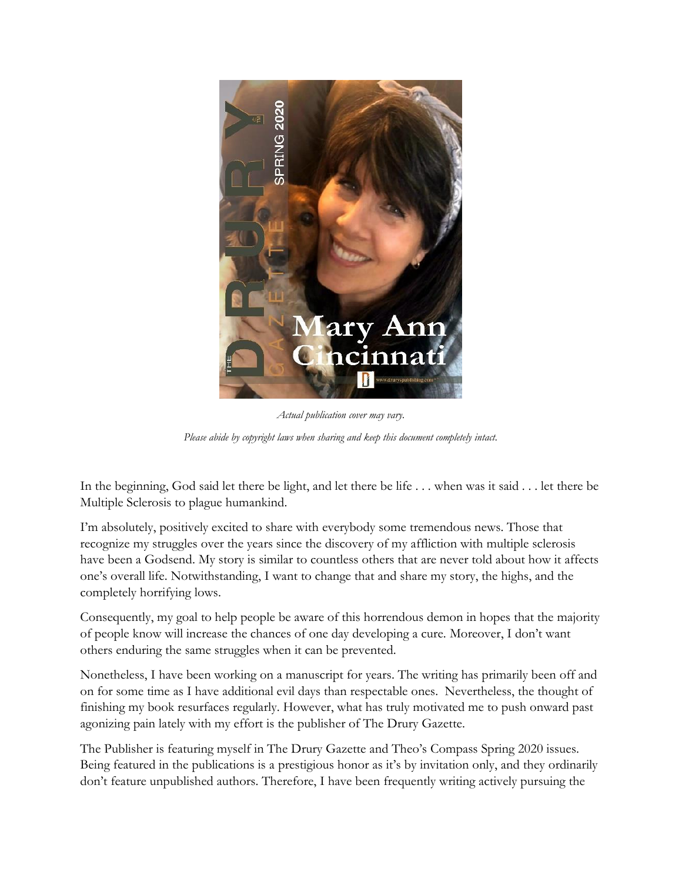*Actual publication cover may vary.*

*Please abide by copyright laws when sharing and keep this document completely intact.*

In the beginning, God said let there be light, and let there be life . . . when was it said . . . let there be Multiple Sclerosis to plague humankind.

I'm absolutely, positively excited to share with everybody some tremendous news. Those that recognize my struggles over the years since the discovery of my affliction with multiple sclerosis have been a Godsend. My story is similar to countless others that are never told about how it affects one's overall life. Notwithstanding, I want to change that and share my story, the highs, and the completely horrifying lows.

Consequently, my goal to help people be aware of this horrendous demon in hopes that the majority of people know will increase the chances of one day developing a cure. Moreover, I don't want others enduring the same struggles when it can be prevented.

Nonetheless, I have been working on a manuscript for years. The writing has primarily been off and on for some time as I have additional evil days than respectable ones. Nevertheless, the thought of finishing my book resurfaces regularly. However, what has truly motivated me to push onward past agonizing pain lately with my effort is the publisher of The Drury Gazette.

The Publisher is featuring myself in The Drury Gazette and Theo's Compass Spring 2020 issues. Being featured in the publications is a prestigious honor as it's by invitation only, and they ordinarily don't feature unpublished authors. Therefore, I have been frequently writing actively pursuing the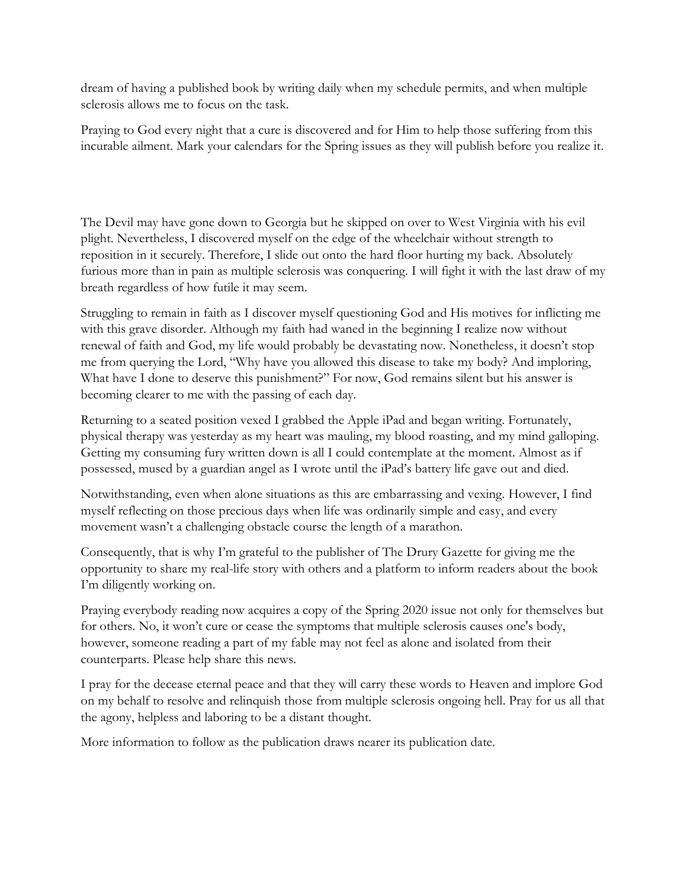dream of having a published book by writing daily when my schedule permits, and when multiple sclerosis allows me to focus on the task.

Praying to God every night that a cure is discovered and for Him to help those suffering from this incurable ailment. Mark your calendars for the Spring issues as they will publish before you realize it.

The Devil may have gone down to Georgia but he skipped on over to West Virginia with his evil plight. Nevertheless, I discovered myself on the edge of the wheelchair without strength to reposition in it securely. Therefore, I slide out onto the hard floor hurting my back. Absolutely furious more than in pain as multiple sclerosis was conquering. I will fight it with the last draw of my breath regardless of how futile it may seem.

Struggling to remain in faith as I discover myself questioning God and His motives for inflicting me with this grave disorder. Although my faith had waned in the beginning I realize now without renewal of faith and God, my life would probably be devastating now. Nonetheless, it doesn't stop me from querying the Lord, "Why have you allowed this disease to take my body? And imploring, What have I done to deserve this punishment?" For now, God remains silent but his answer is becoming clearer to me with the passing of each day.

Returning to a seated position vexed I grabbed the Apple iPad and began writing. Fortunately, physical therapy was yesterday as my heart was mauling, my blood roasting, and my mind galloping. Getting my consuming fury written down is all I could contemplate at the moment. Almost as if possessed, mused by a guardian angel as I wrote until the iPad's battery life gave out and died.

Notwithstanding, even when alone situations as this are embarrassing and vexing. However, I find myself reflecting on those precious days when life was ordinarily simple and easy, and every movement wasn't a challenging obstacle course the length of a marathon.

Consequently, that is why I'm grateful to the publisher of The Drury Gazette for giving me the opportunity to share my real-life story with others and a platform to inform readers about the book I'm diligently working on.

Praying everybody reading now acquires a copy of the Spring 2020 issue not only for themselves but for others. No, it won't cure or cease the symptoms that multiple sclerosis causes one's body, however, someone reading a part of my fable may not feel as alone and isolated from their counterparts. Please help share this news.

I pray for the decease eternal peace and that they will carry these words to Heaven and implore God on my behalf to resolve and relinquish those from multiple sclerosis ongoing hell. Pray for us all that the agony, helpless and laboring to be a distant thought.

More information to follow as the publication draws nearer its publication date.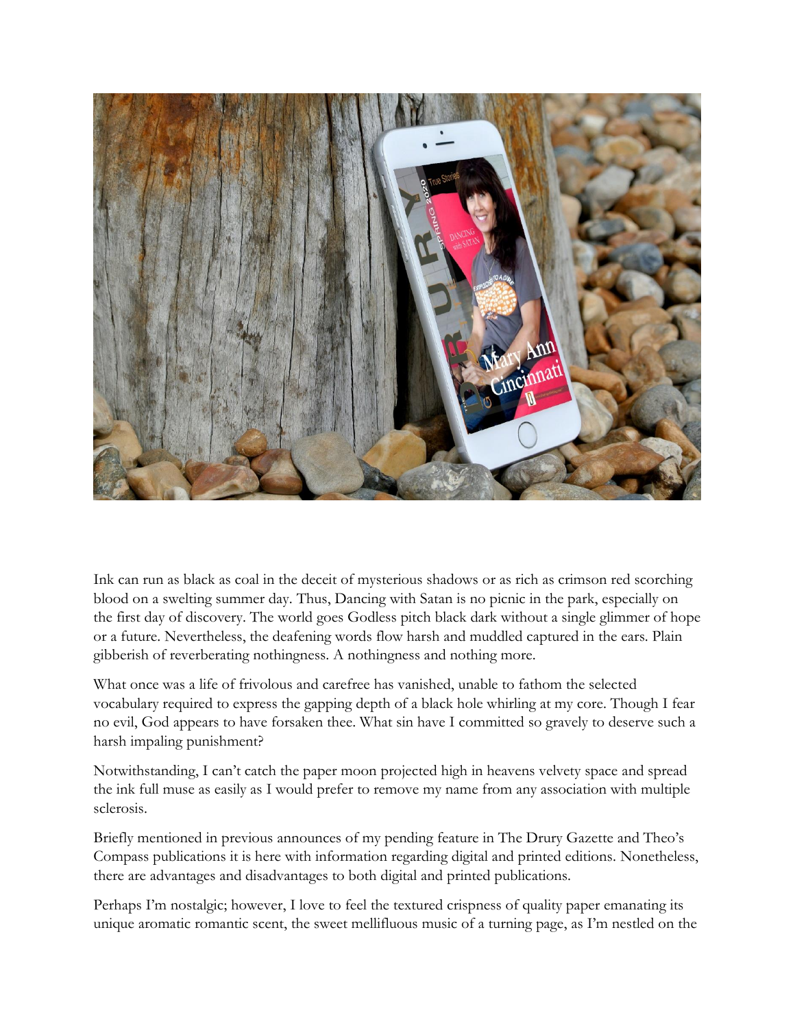Ink can run as black as coal in the deceit of mysterious shadows or as rich as crimson red scorching blood on a swelting summer day. Thus, Dancing with Satan is no picnic in the park, especially on the first day of discovery. The world goes Godless pitch black dark without a single glimmer of hope or a future. Nevertheless, the deafening words flow harsh and muddled captured in the ears. Plain gibberish of reverberating nothingness. A nothingness and nothing more.

What once was a life of frivolous and carefree has vanished, unable to fathom the selected vocabulary required to express the gapping depth of a black hole whirling at my core. Though I fear no evil, God appears to have forsaken thee. What sin have I committed so gravely to deserve such a harsh impaling punishment?

Notwithstanding, I can't catch the paper moon projected high in heavens velvety space and spread the ink full muse as easily as I would prefer to remove my name from any association with multiple sclerosis.

Briefly mentioned in previous announces of my pending feature in The Drury Gazette and Theo's Compass publications it is here with information regarding digital and printed editions. Nonetheless, there are advantages and disadvantages to both digital and printed publications.

Perhaps I'm nostalgic; however, I love to feel the textured crispness of quality paper emanating its unique aromatic romantic scent, the sweet mellifluous music of a turning page, as I'm nestled on the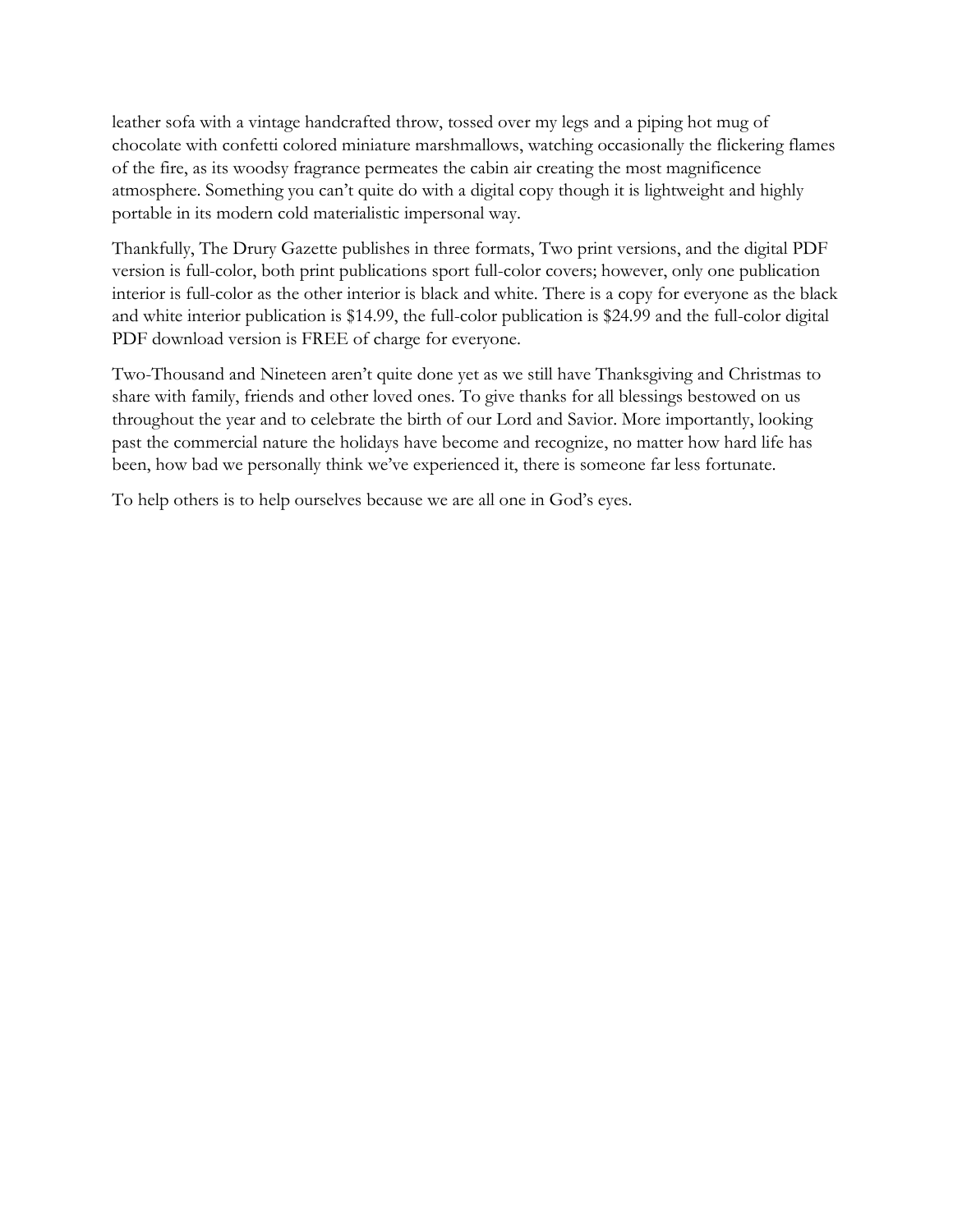leather sofa with a vintage handcrafted throw, tossed over my legs and a piping hot mug of chocolate with confetti colored miniature marshmallows, watching occasionally the flickering flames of the fire, as its woodsy fragrance permeates the cabin air creating the most magnificence atmosphere. Something you can't quite do with a digital copy though it is lightweight and highly portable in its modern cold materialistic impersonal way.

Thankfully, The Drury Gazette publishes in three formats, Two print versions, and the digital PDF version is full-color, both print publications sport full-color covers; however, only one publication interior is full-color as the other interior is black and white. There is a copy for everyone as the black and white interior publication is $14.99, the full-color publication is $24.99 and the full-color digital PDF download version is FREE of charge for everyone.

Two-Thousand and Nineteen aren't quite done yet as we still have Thanksgiving and Christmas to share with family, friends and other loved ones. To give thanks for all blessings bestowed on us throughout the year and to celebrate the birth of our Lord and Savior. More importantly, looking past the commercial nature the holidays have become and recognize, no matter how hard life has been, how bad we personally think we've experienced it, there is someone far less fortunate.

To help others is to help ourselves because we are all one in God's eyes.